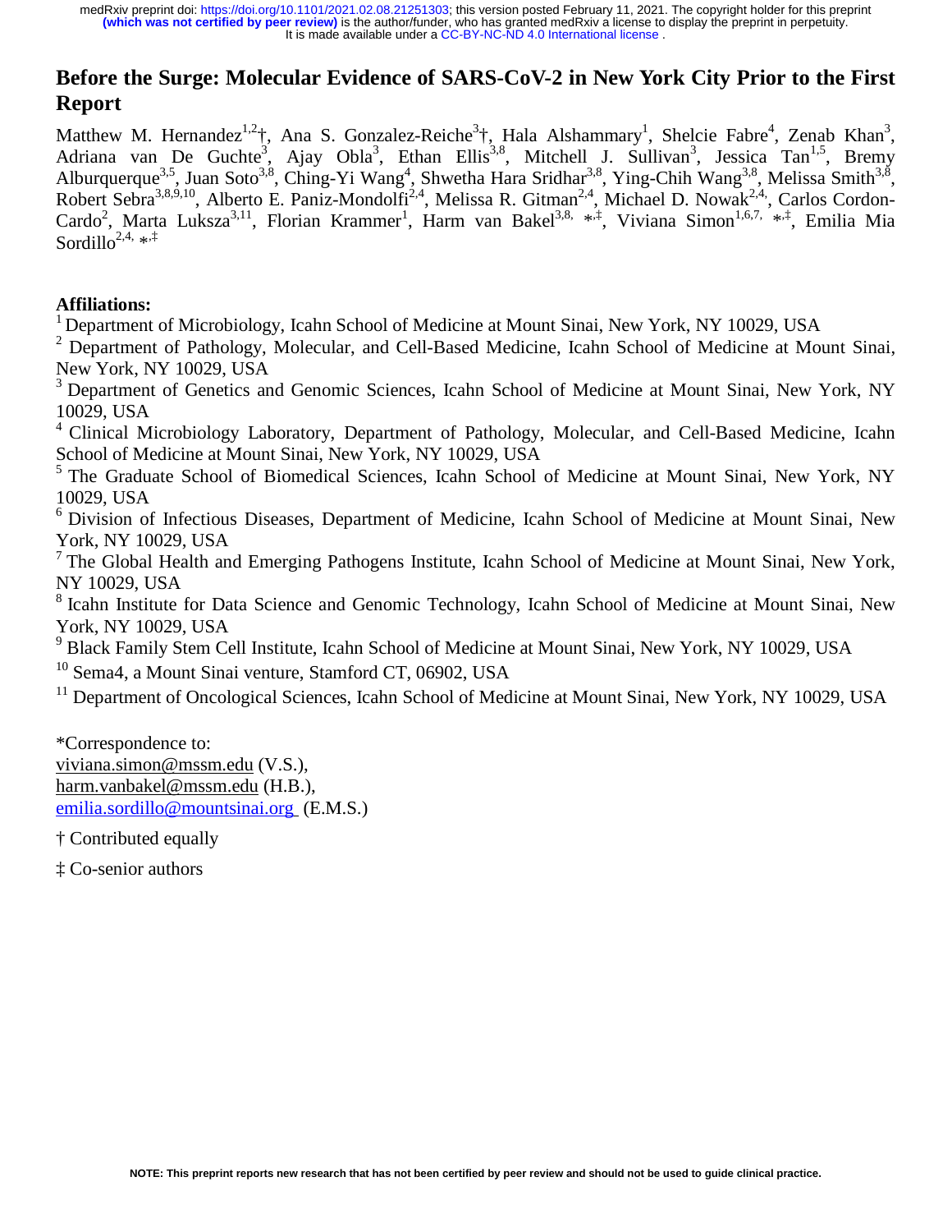# Before the Surge: Molecular Evidence of SARS-CoV-2 in New York City Prior to the First Report

Matthew M. Hernandez[1,2]†, Ana S. Gonzalez-Reiche[3]†, Hala Alshammary[1], Shelcie Fabre[4], Zenab Khan[3], Adriana van De Guchte[3], Ajay Obla[3], Ethan Ellis[3,8], Mitchell J. Sullivan[3], Jessica Tan[1,5], Bremy Alburquerque[3,5], Juan Soto[3,8], Ching-Yi Wang[4], Shwetha Hara Sridhar[3,8], Ying-Chih Wang[3,8], Melissa Smith[3,8], Robert Sebra[3,8,9,10], Alberto E. Paniz-Mondolfi[2,4], Melissa R. Gitman[2,4], Michael D. Nowak[2,4], Carlos Cordon-Cardo[2], Marta Luksza[3,11], Florian Krammer[1], Harm van Bakel[3,8,*,‡], Viviana Simon[1,6,7,*,‡], Emilia Mia Sordillo[2,4,*,‡]

## Affiliations:

[1] Department of Microbiology, Icahn School of Medicine at Mount Sinai, New York, NY 10029, USA

[2] Department of Pathology, Molecular, and Cell-Based Medicine, Icahn School of Medicine at Mount Sinai, New York, NY 10029, USA

[3] Department of Genetics and Genomic Sciences, Icahn School of Medicine at Mount Sinai, New York, NY 10029, USA

[4] Clinical Microbiology Laboratory, Department of Pathology, Molecular, and Cell-Based Medicine, Icahn School of Medicine at Mount Sinai, New York, NY 10029, USA

[5] The Graduate School of Biomedical Sciences, Icahn School of Medicine at Mount Sinai, New York, NY 10029, USA

[6] Division of Infectious Diseases, Department of Medicine, Icahn School of Medicine at Mount Sinai, New York, NY 10029, USA

[7] The Global Health and Emerging Pathogens Institute, Icahn School of Medicine at Mount Sinai, New York, NY 10029, USA

[8] Icahn Institute for Data Science and Genomic Technology, Icahn School of Medicine at Mount Sinai, New York, NY 10029, USA

[9] Black Family Stem Cell Institute, Icahn School of Medicine at Mount Sinai, New York, NY 10029, USA

[10] Sema4, a Mount Sinai venture, Stamford CT, 06902, USA

[11] Department of Oncological Sciences, Icahn School of Medicine at Mount Sinai, New York, NY 10029, USA

*Correspondence to:
viviana.simon@mssm.edu (V.S.),
harm.vanbakel@mssm.edu (H.B.),
emilia.sordillo@mountsinai.org (E.M.S.)

† Contributed equally

‡ Co-senior authors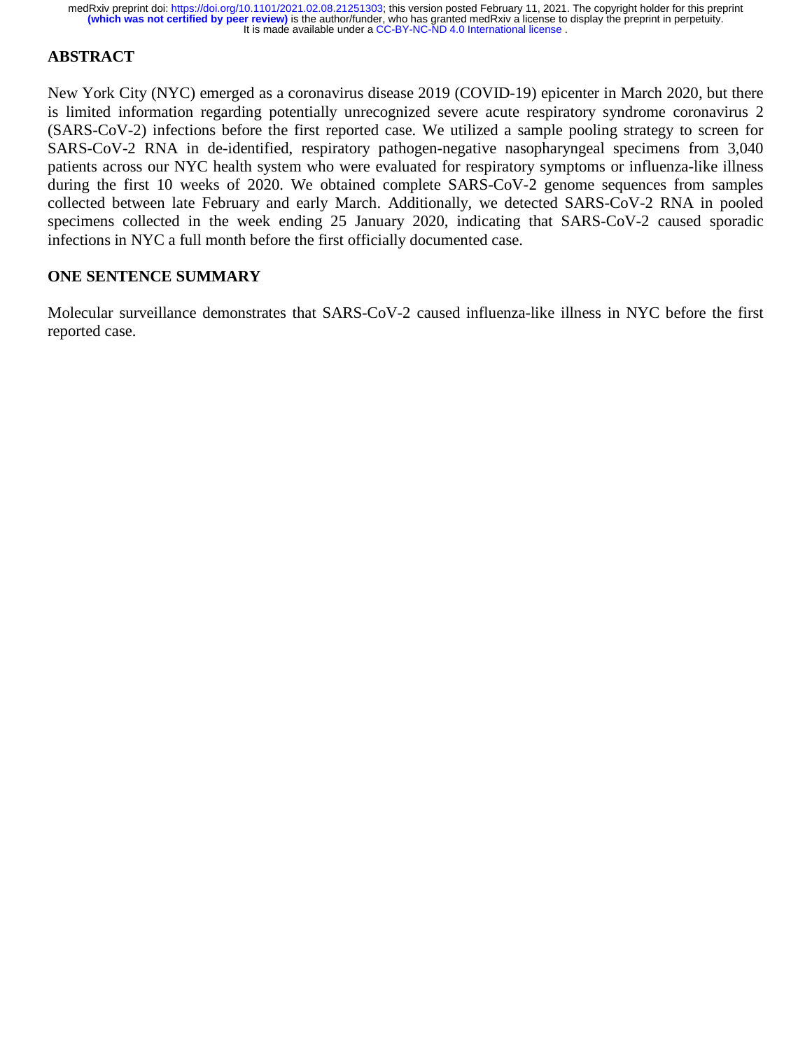## ABSTRACT

New York City (NYC) emerged as a coronavirus disease 2019 (COVID-19) epicenter in March 2020, but there is limited information regarding potentially unrecognized severe acute respiratory syndrome coronavirus 2 (SARS-CoV-2) infections before the first reported case. We utilized a sample pooling strategy to screen for SARS-CoV-2 RNA in de-identified, respiratory pathogen-negative nasopharyngeal specimens from 3,040 patients across our NYC health system who were evaluated for respiratory symptoms or influenza-like illness during the first 10 weeks of 2020. We obtained complete SARS-CoV-2 genome sequences from samples collected between late February and early March. Additionally, we detected SARS-CoV-2 RNA in pooled specimens collected in the week ending 25 January 2020, indicating that SARS-CoV-2 caused sporadic infections in NYC a full month before the first officially documented case.

## ONE SENTENCE SUMMARY

Molecular surveillance demonstrates that SARS-CoV-2 caused influenza-like illness in NYC before the first reported case.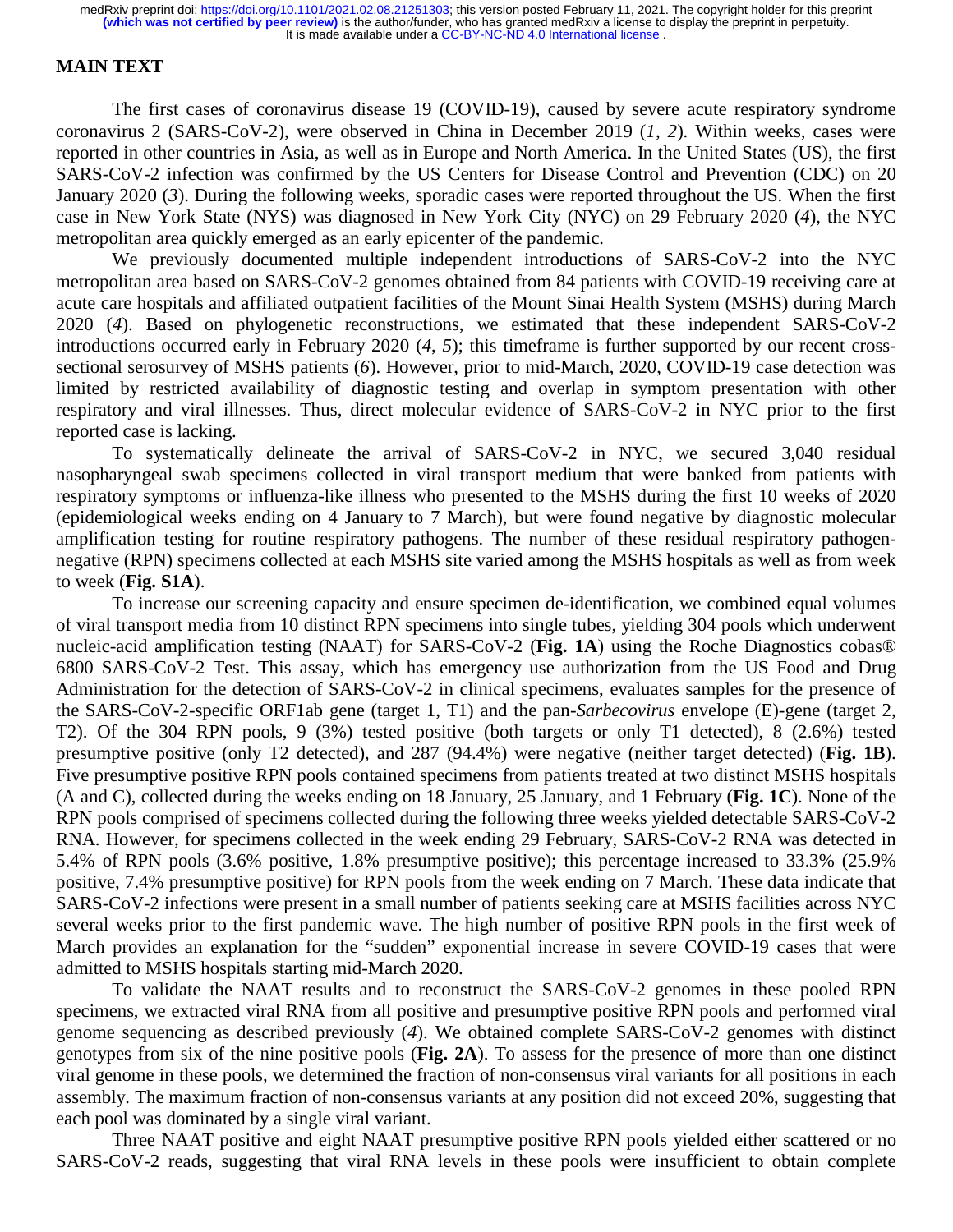## MAIN TEXT

The first cases of coronavirus disease 19 (COVID-19), caused by severe acute respiratory syndrome coronavirus 2 (SARS-CoV-2), were observed in China in December 2019 (*1*, *2*). Within weeks, cases were reported in other countries in Asia, as well as in Europe and North America. In the United States (US), the first SARS-CoV-2 infection was confirmed by the US Centers for Disease Control and Prevention (CDC) on 20 January 2020 (*3*). During the following weeks, sporadic cases were reported throughout the US. When the first case in New York State (NYS) was diagnosed in New York City (NYC) on 29 February 2020 (*4*), the NYC metropolitan area quickly emerged as an early epicenter of the pandemic.

We previously documented multiple independent introductions of SARS-CoV-2 into the NYC metropolitan area based on SARS-CoV-2 genomes obtained from 84 patients with COVID-19 receiving care at acute care hospitals and affiliated outpatient facilities of the Mount Sinai Health System (MSHS) during March 2020 (*4*). Based on phylogenetic reconstructions, we estimated that these independent SARS-CoV-2 introductions occurred early in February 2020 (*4*, *5*); this timeframe is further supported by our recent cross-sectional serosurvey of MSHS patients (*6*). However, prior to mid-March, 2020, COVID-19 case detection was limited by restricted availability of diagnostic testing and overlap in symptom presentation with other respiratory and viral illnesses. Thus, direct molecular evidence of SARS-CoV-2 in NYC prior to the first reported case is lacking.

To systematically delineate the arrival of SARS-CoV-2 in NYC, we secured 3,040 residual nasopharyngeal swab specimens collected in viral transport medium that were banked from patients with respiratory symptoms or influenza-like illness who presented to the MSHS during the first 10 weeks of 2020 (epidemiological weeks ending on 4 January to 7 March), but were found negative by diagnostic molecular amplification testing for routine respiratory pathogens. The number of these residual respiratory pathogen-negative (RPN) specimens collected at each MSHS site varied among the MSHS hospitals as well as from week to week (**Fig. S1A**).

To increase our screening capacity and ensure specimen de-identification, we combined equal volumes of viral transport media from 10 distinct RPN specimens into single tubes, yielding 304 pools which underwent nucleic-acid amplification testing (NAAT) for SARS-CoV-2 (**Fig. 1A**) using the Roche Diagnostics cobas® 6800 SARS-CoV-2 Test. This assay, which has emergency use authorization from the US Food and Drug Administration for the detection of SARS-CoV-2 in clinical specimens, evaluates samples for the presence of the SARS-CoV-2-specific ORF1ab gene (target 1, T1) and the pan-*Sarbecovirus* envelope (E)-gene (target 2, T2). Of the 304 RPN pools, 9 (3%) tested positive (both targets or only T1 detected), 8 (2.6%) tested presumptive positive (only T2 detected), and 287 (94.4%) were negative (neither target detected) (**Fig. 1B**). Five presumptive positive RPN pools contained specimens from patients treated at two distinct MSHS hospitals (A and C), collected during the weeks ending on 18 January, 25 January, and 1 February (**Fig. 1C**). None of the RPN pools comprised of specimens collected during the following three weeks yielded detectable SARS-CoV-2 RNA. However, for specimens collected in the week ending 29 February, SARS-CoV-2 RNA was detected in 5.4% of RPN pools (3.6% positive, 1.8% presumptive positive); this percentage increased to 33.3% (25.9% positive, 7.4% presumptive positive) for RPN pools from the week ending on 7 March. These data indicate that SARS-CoV-2 infections were present in a small number of patients seeking care at MSHS facilities across NYC several weeks prior to the first pandemic wave. The high number of positive RPN pools in the first week of March provides an explanation for the "sudden" exponential increase in severe COVID-19 cases that were admitted to MSHS hospitals starting mid-March 2020.

To validate the NAAT results and to reconstruct the SARS-CoV-2 genomes in these pooled RPN specimens, we extracted viral RNA from all positive and presumptive positive RPN pools and performed viral genome sequencing as described previously (*4*). We obtained complete SARS-CoV-2 genomes with distinct genotypes from six of the nine positive pools (**Fig. 2A**). To assess for the presence of more than one distinct viral genome in these pools, we determined the fraction of non-consensus viral variants for all positions in each assembly. The maximum fraction of non-consensus variants at any position did not exceed 20%, suggesting that each pool was dominated by a single viral variant.

Three NAAT positive and eight NAAT presumptive positive RPN pools yielded either scattered or no SARS-CoV-2 reads, suggesting that viral RNA levels in these pools were insufficient to obtain complete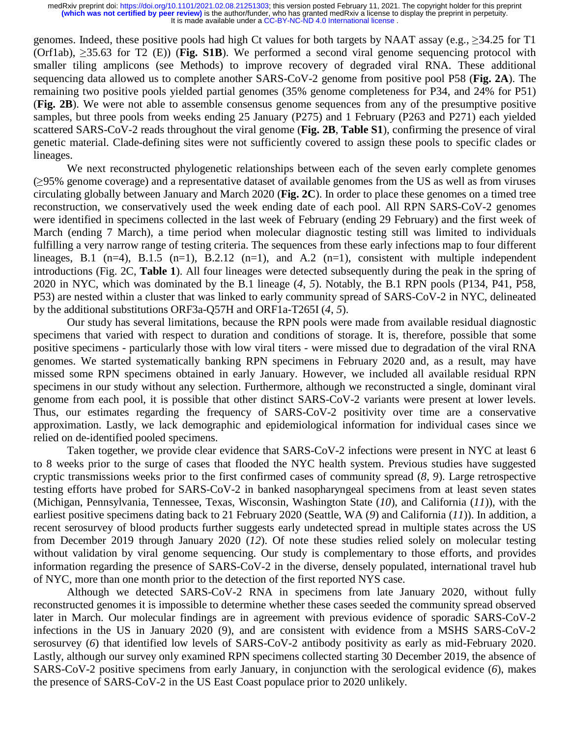genomes. Indeed, these positive pools had high Ct values for both targets by NAAT assay (e.g., ≥34.25 for T1 (Orf1ab), ≥35.63 for T2 (E)) (**Fig. S1B**). We performed a second viral genome sequencing protocol with smaller tiling amplicons (see Methods) to improve recovery of degraded viral RNA. These additional sequencing data allowed us to complete another SARS-CoV-2 genome from positive pool P58 (**Fig. 2A**). The remaining two positive pools yielded partial genomes (35% genome completeness for P34, and 24% for P51) (**Fig. 2B**). We were not able to assemble consensus genome sequences from any of the presumptive positive samples, but three pools from weeks ending 25 January (P275) and 1 February (P263 and P271) each yielded scattered SARS-CoV-2 reads throughout the viral genome (**Fig. 2B**, **Table S1**), confirming the presence of viral genetic material. Clade-defining sites were not sufficiently covered to assign these pools to specific clades or lineages.

We next reconstructed phylogenetic relationships between each of the seven early complete genomes (≥95% genome coverage) and a representative dataset of available genomes from the US as well as from viruses circulating globally between January and March 2020 (**Fig. 2C**). In order to place these genomes on a timed tree reconstruction, we conservatively used the week ending date of each pool. All RPN SARS-CoV-2 genomes were identified in specimens collected in the last week of February (ending 29 February) and the first week of March (ending 7 March), a time period when molecular diagnostic testing still was limited to individuals fulfilling a very narrow range of testing criteria. The sequences from these early infections map to four different lineages, B.1 (n=4), B.1.5 (n=1), B.2.12 (n=1), and A.2 (n=1), consistent with multiple independent introductions (Fig. 2C, **Table 1**). All four lineages were detected subsequently during the peak in the spring of 2020 in NYC, which was dominated by the B.1 lineage (*4*, *5*). Notably, the B.1 RPN pools (P134, P41, P58, P53) are nested within a cluster that was linked to early community spread of SARS-CoV-2 in NYC, delineated by the additional substitutions ORF3a-Q57H and ORF1a-T265I (*4*, *5*).

Our study has several limitations, because the RPN pools were made from available residual diagnostic specimens that varied with respect to duration and conditions of storage. It is, therefore, possible that some positive specimens - particularly those with low viral titers - were missed due to degradation of the viral RNA genomes. We started systematically banking RPN specimens in February 2020 and, as a result, may have missed some RPN specimens obtained in early January. However, we included all available residual RPN specimens in our study without any selection. Furthermore, although we reconstructed a single, dominant viral genome from each pool, it is possible that other distinct SARS-CoV-2 variants were present at lower levels. Thus, our estimates regarding the frequency of SARS-CoV-2 positivity over time are a conservative approximation. Lastly, we lack demographic and epidemiological information for individual cases since we relied on de-identified pooled specimens.

Taken together, we provide clear evidence that SARS-CoV-2 infections were present in NYC at least 6 to 8 weeks prior to the surge of cases that flooded the NYC health system. Previous studies have suggested cryptic transmissions weeks prior to the first confirmed cases of community spread (*8*, *9*). Large retrospective testing efforts have probed for SARS-CoV-2 in banked nasopharyngeal specimens from at least seven states (Michigan, Pennsylvania, Tennessee, Texas, Wisconsin, Washington State (*10*), and California (*11*)), with the earliest positive specimens dating back to 21 February 2020 (Seattle, WA (*9*) and California (*11*)). In addition, a recent serosurvey of blood products further suggests early undetected spread in multiple states across the US from December 2019 through January 2020 (*12*). Of note these studies relied solely on molecular testing without validation by viral genome sequencing. Our study is complementary to those efforts, and provides information regarding the presence of SARS-CoV-2 in the diverse, densely populated, international travel hub of NYC, more than one month prior to the detection of the first reported NYS case.

Although we detected SARS-CoV-2 RNA in specimens from late January 2020, without fully reconstructed genomes it is impossible to determine whether these cases seeded the community spread observed later in March. Our molecular findings are in agreement with previous evidence of sporadic SARS-CoV-2 infections in the US in January 2020 (9), and are consistent with evidence from a MSHS SARS-CoV-2 serosurvey (*6*) that identified low levels of SARS-CoV-2 antibody positivity as early as mid-February 2020. Lastly, although our survey only examined RPN specimens collected starting 30 December 2019, the absence of SARS-CoV-2 positive specimens from early January, in conjunction with the serological evidence (*6*), makes the presence of SARS-CoV-2 in the US East Coast populace prior to 2020 unlikely.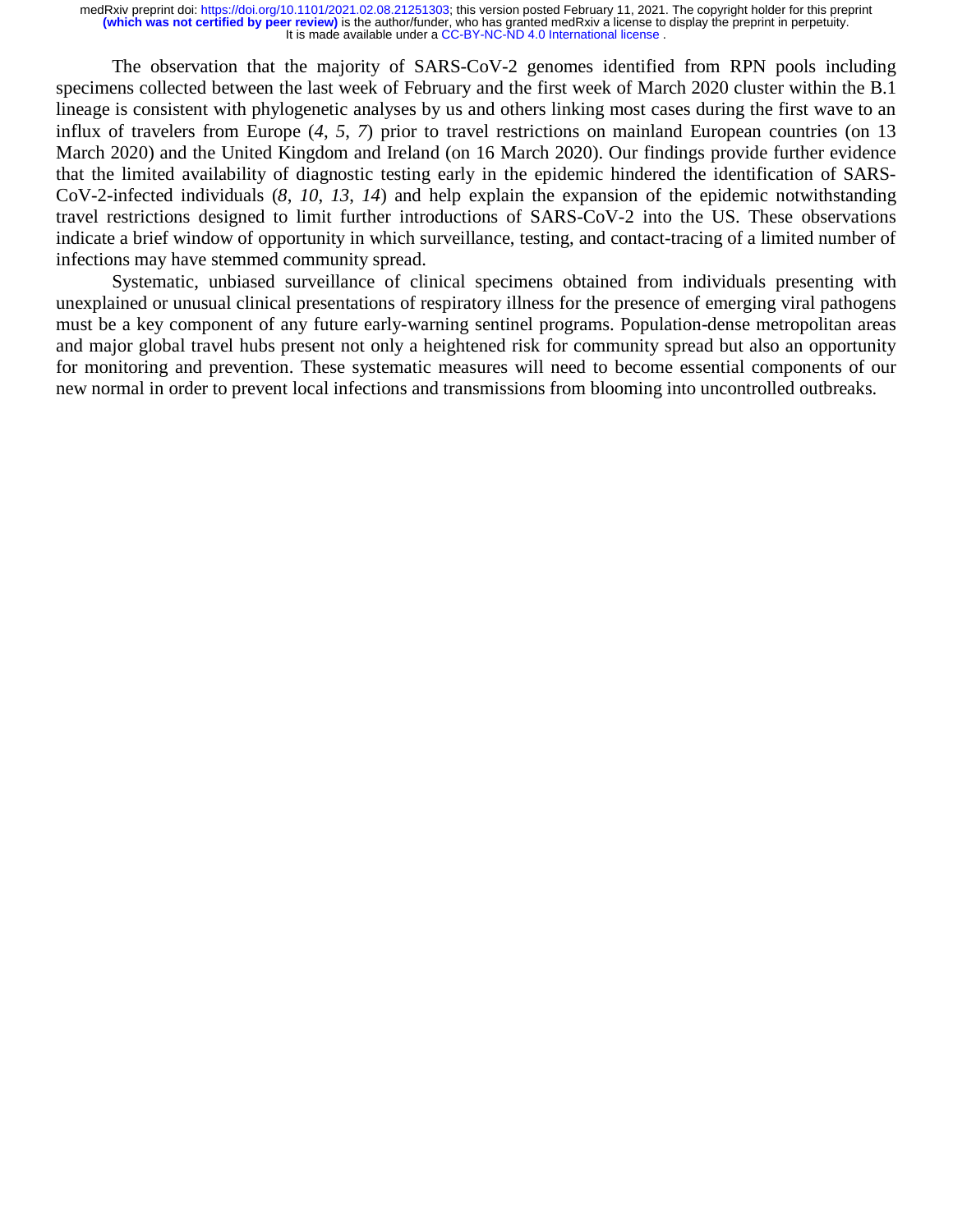The observation that the majority of SARS-CoV-2 genomes identified from RPN pools including specimens collected between the last week of February and the first week of March 2020 cluster within the B.1 lineage is consistent with phylogenetic analyses by us and others linking most cases during the first wave to an influx of travelers from Europe (*4*, *5*, *7*) prior to travel restrictions on mainland European countries (on 13 March 2020) and the United Kingdom and Ireland (on 16 March 2020). Our findings provide further evidence that the limited availability of diagnostic testing early in the epidemic hindered the identification of SARS-CoV-2-infected individuals (*8*, *10*, *13*, *14*) and help explain the expansion of the epidemic notwithstanding travel restrictions designed to limit further introductions of SARS-CoV-2 into the US. These observations indicate a brief window of opportunity in which surveillance, testing, and contact-tracing of a limited number of infections may have stemmed community spread.

Systematic, unbiased surveillance of clinical specimens obtained from individuals presenting with unexplained or unusual clinical presentations of respiratory illness for the presence of emerging viral pathogens must be a key component of any future early-warning sentinel programs. Population-dense metropolitan areas and major global travel hubs present not only a heightened risk for community spread but also an opportunity for monitoring and prevention. These systematic measures will need to become essential components of our new normal in order to prevent local infections and transmissions from blooming into uncontrolled outbreaks.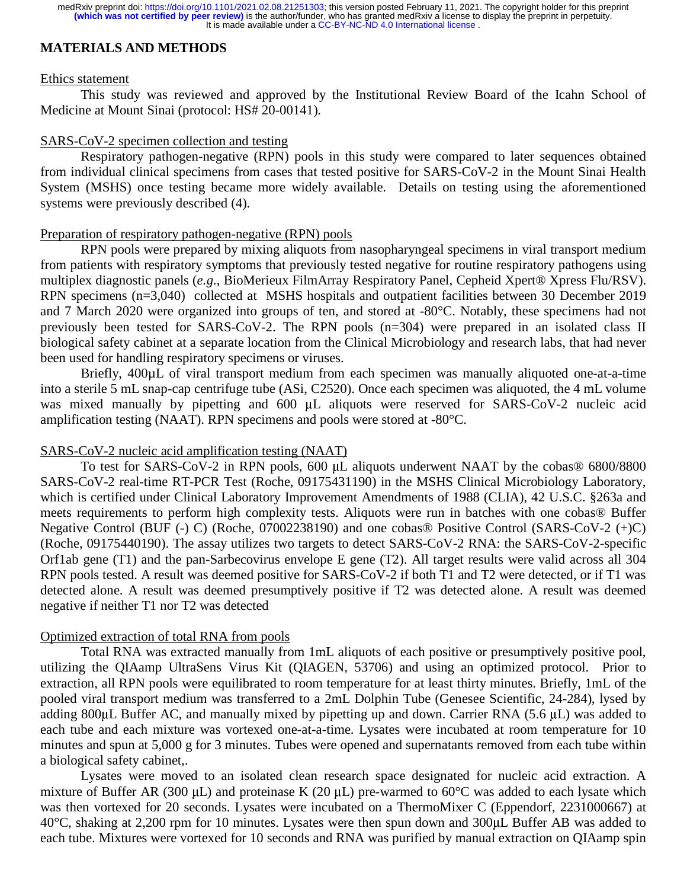## MATERIALS AND METHODS

Ethics statement

This study was reviewed and approved by the Institutional Review Board of the Icahn School of Medicine at Mount Sinai (protocol: HS# 20-00141).

SARS-CoV-2 specimen collection and testing

Respiratory pathogen-negative (RPN) pools in this study were compared to later sequences obtained from individual clinical specimens from cases that tested positive for SARS-CoV-2 in the Mount Sinai Health System (MSHS) once testing became more widely available. Details on testing using the aforementioned systems were previously described (4).

Preparation of respiratory pathogen-negative (RPN) pools

RPN pools were prepared by mixing aliquots from nasopharyngeal specimens in viral transport medium from patients with respiratory symptoms that previously tested negative for routine respiratory pathogens using multiplex diagnostic panels (*e.g.*, BioMerieux FilmArray Respiratory Panel, Cepheid Xpert® Xpress Flu/RSV). RPN specimens (n=3,040) collected at MSHS hospitals and outpatient facilities between 30 December 2019 and 7 March 2020 were organized into groups of ten, and stored at -80°C. Notably, these specimens had not previously been tested for SARS-CoV-2. The RPN pools (n=304) were prepared in an isolated class II biological safety cabinet at a separate location from the Clinical Microbiology and research labs, that had never been used for handling respiratory specimens or viruses.

Briefly, 400µL of viral transport medium from each specimen was manually aliquoted one-at-a-time into a sterile 5 mL snap-cap centrifuge tube (ASi, C2520). Once each specimen was aliquoted, the 4 mL volume was mixed manually by pipetting and 600 µL aliquots were reserved for SARS-CoV-2 nucleic acid amplification testing (NAAT). RPN specimens and pools were stored at -80°C.

SARS-CoV-2 nucleic acid amplification testing (NAAT)

To test for SARS-CoV-2 in RPN pools, 600 µL aliquots underwent NAAT by the cobas® 6800/8800 SARS-CoV-2 real-time RT-PCR Test (Roche, 09175431190) in the MSHS Clinical Microbiology Laboratory, which is certified under Clinical Laboratory Improvement Amendments of 1988 (CLIA), 42 U.S.C. §263a and meets requirements to perform high complexity tests. Aliquots were run in batches with one cobas® Buffer Negative Control (BUF (-) C) (Roche, 07002238190) and one cobas® Positive Control (SARS-CoV-2 (+)C) (Roche, 09175440190). The assay utilizes two targets to detect SARS-CoV-2 RNA: the SARS-CoV-2-specific Orf1ab gene (T1) and the pan-Sarbecovirus envelope E gene (T2). All target results were valid across all 304 RPN pools tested. A result was deemed positive for SARS-CoV-2 if both T1 and T2 were detected, or if T1 was detected alone. A result was deemed presumptively positive if T2 was detected alone. A result was deemed negative if neither T1 nor T2 was detected

Optimized extraction of total RNA from pools

Total RNA was extracted manually from 1mL aliquots of each positive or presumptively positive pool, utilizing the QIAmp UltraSens Virus Kit (QIAGEN, 53706) and using an optimized protocol. Prior to extraction, all RPN pools were equilibrated to room temperature for at least thirty minutes. Briefly, 1mL of the pooled viral transport medium was transferred to a 2mL Dolphin Tube (Genesee Scientific, 24-284), lysed by adding 800µL Buffer AC, and manually mixed by pipetting up and down. Carrier RNA (5.6 µL) was added to each tube and each mixture was vortexed one-at-a-time. Lysates were incubated at room temperature for 10 minutes and spun at 5,000 g for 3 minutes. Tubes were opened and supernatants removed from each tube within a biological safety cabinet,.

Lysates were moved to an isolated clean research space designated for nucleic acid extraction. A mixture of Buffer AR (300 µL) and proteinase K (20 µL) pre-warmed to 60°C was added to each lysate which was then vortexed for 20 seconds. Lysates were incubated on a ThermoMixer C (Eppendorf, 2231000667) at 40°C, shaking at 2,200 rpm for 10 minutes. Lysates were then spun down and 300µL Buffer AB was added to each tube. Mixtures were vortexed for 10 seconds and RNA was purified by manual extraction on QIAamp spin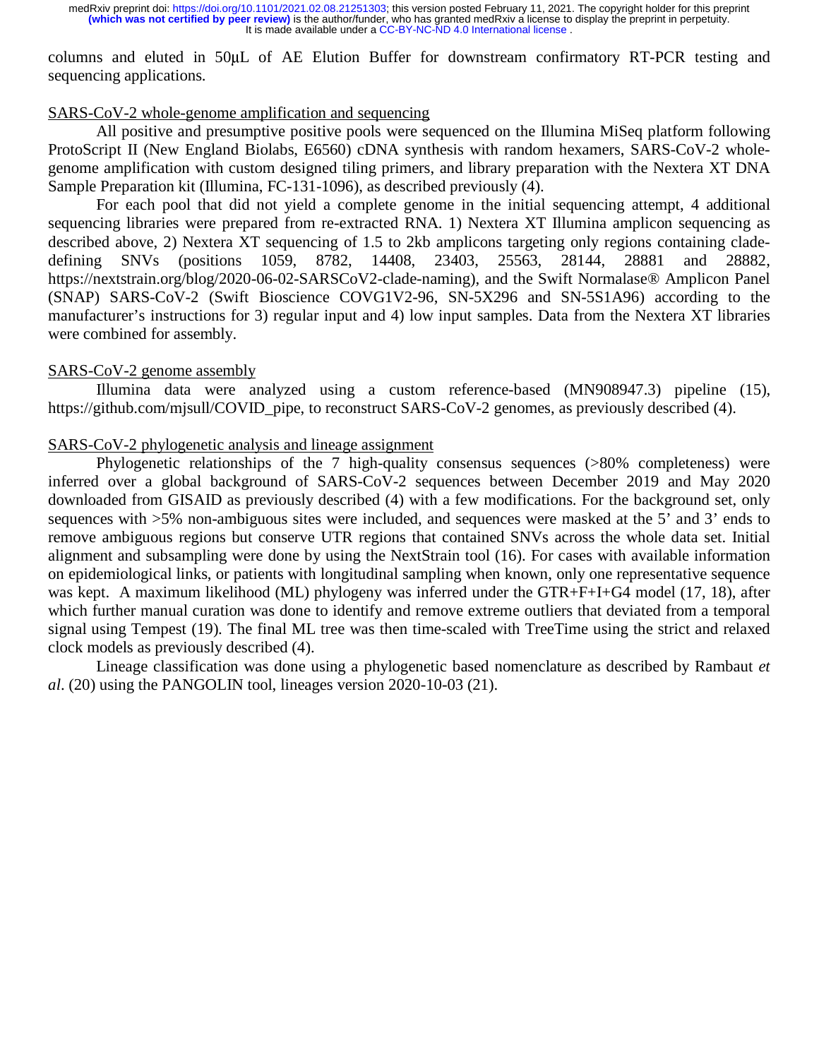columns and eluted in 50μL of AE Elution Buffer for downstream confirmatory RT-PCR testing and sequencing applications.

## SARS-CoV-2 whole-genome amplification and sequencing

All positive and presumptive positive pools were sequenced on the Illumina MiSeq platform following ProtoScript II (New England Biolabs, E6560) cDNA synthesis with random hexamers, SARS-CoV-2 whole-genome amplification with custom designed tiling primers, and library preparation with the Nextera XT DNA Sample Preparation kit (Illumina, FC-131-1096), as described previously (4).

For each pool that did not yield a complete genome in the initial sequencing attempt, 4 additional sequencing libraries were prepared from re-extracted RNA. 1) Nextera XT Illumina amplicon sequencing as described above, 2) Nextera XT sequencing of 1.5 to 2kb amplicons targeting only regions containing clade-defining SNVs (positions 1059, 8782, 14408, 23403, 25563, 28144, 28881 and 28882, https://nextstrain.org/blog/2020-06-02-SARSCoV2-clade-naming), and the Swift Normalase® Amplicon Panel (SNAP) SARS-CoV-2 (Swift Bioscience COVG1V2-96, SN-5X296 and SN-5S1A96) according to the manufacturer's instructions for 3) regular input and 4) low input samples. Data from the Nextera XT libraries were combined for assembly.

## SARS-CoV-2 genome assembly

Illumina data were analyzed using a custom reference-based (MN908947.3) pipeline (15), https://github.com/mjsull/COVID_pipe, to reconstruct SARS-CoV-2 genomes, as previously described (4).

## SARS-CoV-2 phylogenetic analysis and lineage assignment

Phylogenetic relationships of the 7 high-quality consensus sequences (>80% completeness) were inferred over a global background of SARS-CoV-2 sequences between December 2019 and May 2020 downloaded from GISAID as previously described (4) with a few modifications. For the background set, only sequences with >5% non-ambiguous sites were included, and sequences were masked at the 5' and 3' ends to remove ambiguous regions but conserve UTR regions that contained SNVs across the whole data set. Initial alignment and subsampling were done by using the NextStrain tool (16). For cases with available information on epidemiological links, or patients with longitudinal sampling when known, only one representative sequence was kept. A maximum likelihood (ML) phylogeny was inferred under the GTR+F+I+G4 model (17, 18), after which further manual curation was done to identify and remove extreme outliers that deviated from a temporal signal using Tempest (19). The final ML tree was then time-scaled with TreeTime using the strict and relaxed clock models as previously described (4).

Lineage classification was done using a phylogenetic based nomenclature as described by Rambaut *et al*. (20) using the PANGOLIN tool, lineages version 2020-10-03 (21).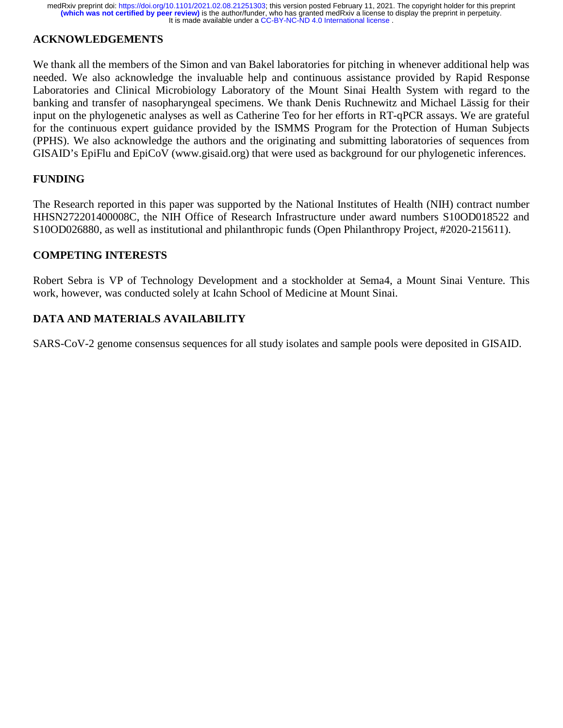## ACKNOWLEDGEMENTS

We thank all the members of the Simon and van Bakel laboratories for pitching in whenever additional help was needed. We also acknowledge the invaluable help and continuous assistance provided by Rapid Response Laboratories and Clinical Microbiology Laboratory of the Mount Sinai Health System with regard to the banking and transfer of nasopharyngeal specimens. We thank Denis Ruchnewitz and Michael Lässig for their input on the phylogenetic analyses as well as Catherine Teo for her efforts in RT-qPCR assays. We are grateful for the continuous expert guidance provided by the ISMMS Program for the Protection of Human Subjects (PPHS). We also acknowledge the authors and the originating and submitting laboratories of sequences from GISAID's EpiFlu and EpiCoV (www.gisaid.org) that were used as background for our phylogenetic inferences.

## FUNDING

The Research reported in this paper was supported by the National Institutes of Health (NIH) contract number HHSN272201400008C, the NIH Office of Research Infrastructure under award numbers S10OD018522 and S10OD026880, as well as institutional and philanthropic funds (Open Philanthropy Project, #2020-215611).

## COMPETING INTERESTS

Robert Sebra is VP of Technology Development and a stockholder at Sema4, a Mount Sinai Venture. This work, however, was conducted solely at Icahn School of Medicine at Mount Sinai.

## DATA AND MATERIALS AVAILABILITY

SARS-CoV-2 genome consensus sequences for all study isolates and sample pools were deposited in GISAID.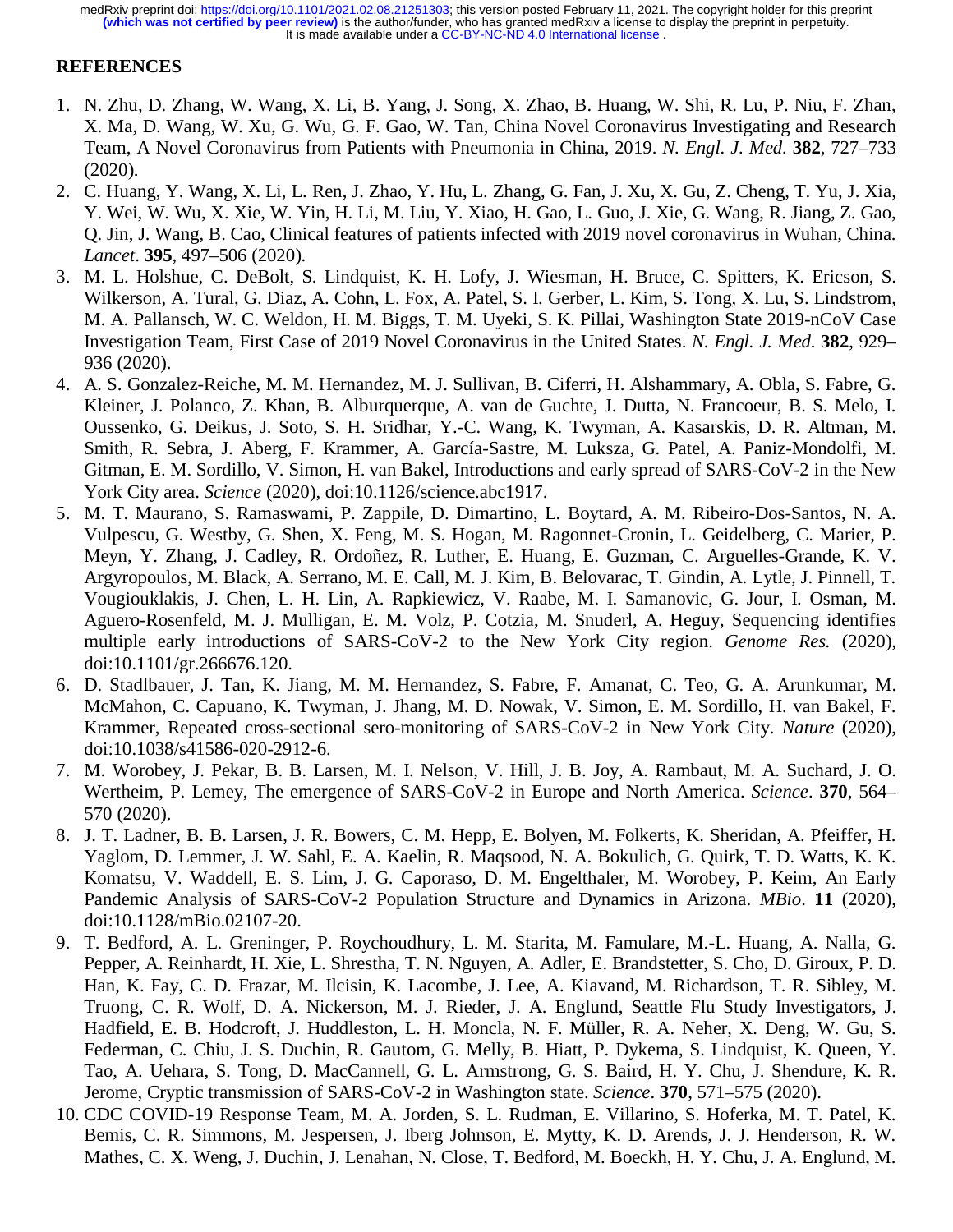## REFERENCES

1. N. Zhu, D. Zhang, W. Wang, X. Li, B. Yang, J. Song, X. Zhao, B. Huang, W. Shi, R. Lu, P. Niu, F. Zhan, X. Ma, D. Wang, W. Xu, G. Wu, G. F. Gao, W. Tan, China Novel Coronavirus Investigating and Research Team, A Novel Coronavirus from Patients with Pneumonia in China, 2019. *N. Engl. J. Med.* **382**, 727–733 (2020).
2. C. Huang, Y. Wang, X. Li, L. Ren, J. Zhao, Y. Hu, L. Zhang, G. Fan, J. Xu, X. Gu, Z. Cheng, T. Yu, J. Xia, Y. Wei, W. Wu, X. Xie, W. Yin, H. Li, M. Liu, Y. Xiao, H. Gao, L. Guo, J. Xie, G. Wang, R. Jiang, Z. Gao, Q. Jin, J. Wang, B. Cao, Clinical features of patients infected with 2019 novel coronavirus in Wuhan, China. *Lancet*. **395**, 497–506 (2020).
3. M. L. Holshue, C. DeBolt, S. Lindquist, K. H. Lofy, J. Wiesman, H. Bruce, C. Spitters, K. Ericson, S. Wilkerson, A. Tural, G. Diaz, A. Cohn, L. Fox, A. Patel, S. I. Gerber, L. Kim, S. Tong, X. Lu, S. Lindstrom, M. A. Pallansch, W. C. Weldon, H. M. Biggs, T. M. Uyeki, S. K. Pillai, Washington State 2019-nCoV Case Investigation Team, First Case of 2019 Novel Coronavirus in the United States. *N. Engl. J. Med.* **382**, 929–936 (2020).
4. A. S. Gonzalez-Reiche, M. M. Hernandez, M. J. Sullivan, B. Ciferri, H. Alshammary, A. Obla, S. Fabre, G. Kleiner, J. Polanco, Z. Khan, B. Alburquerque, A. van de Guchte, J. Dutta, N. Francoeur, B. S. Melo, I. Oussenko, G. Deikus, J. Soto, S. H. Sridhar, Y.-C. Wang, K. Twyman, A. Kasarskis, D. R. Altman, M. Smith, R. Sebra, J. Aberg, F. Krammer, A. García-Sastre, M. Luksza, G. Patel, A. Paniz-Mondolfi, M. Gitman, E. M. Sordillo, V. Simon, H. van Bakel, Introductions and early spread of SARS-CoV-2 in the New York City area. *Science* (2020), doi:10.1126/science.abc1917.
5. M. T. Maurano, S. Ramaswami, P. Zappile, D. Dimartino, L. Boytard, A. M. Ribeiro-Dos-Santos, N. A. Vulpescu, G. Westby, G. Shen, X. Feng, M. S. Hogan, M. Ragonnet-Cronin, L. Geidelberg, C. Marier, P. Meyn, Y. Zhang, J. Cadley, R. Ordoñez, R. Luther, E. Huang, E. Guzman, C. Arguelles-Grande, K. V. Argyropoulos, M. Black, A. Serrano, M. E. Call, M. J. Kim, B. Belovarac, T. Gindin, A. Lytle, J. Pinnell, T. Vougiouklakis, J. Chen, L. H. Lin, A. Rapkiewicz, V. Raabe, M. I. Samanovic, G. Jour, I. Osman, M. Aguero-Rosenfeld, M. J. Mulligan, E. M. Volz, P. Cotzia, M. Snuderl, A. Heguy, Sequencing identifies multiple early introductions of SARS-CoV-2 to the New York City region. *Genome Res.* (2020), doi:10.1101/gr.266676.120.
6. D. Stadlbauer, J. Tan, K. Jiang, M. M. Hernandez, S. Fabre, F. Amanat, C. Teo, G. A. Arunkumar, M. McMahon, C. Capuano, K. Twyman, J. Jhang, M. D. Nowak, V. Simon, E. M. Sordillo, H. van Bakel, F. Krammer, Repeated cross-sectional sero-monitoring of SARS-CoV-2 in New York City. *Nature* (2020), doi:10.1038/s41586-020-2912-6.
7. M. Worobey, J. Pekar, B. B. Larsen, M. I. Nelson, V. Hill, J. B. Joy, A. Rambaut, M. A. Suchard, J. O. Wertheim, P. Lemey, The emergence of SARS-CoV-2 in Europe and North America. *Science*. **370**, 564–570 (2020).
8. J. T. Ladner, B. B. Larsen, J. R. Bowers, C. M. Hepp, E. Bolyen, M. Folkerts, K. Sheridan, A. Pfeiffer, H. Yaglom, D. Lemmer, J. W. Sahl, E. A. Kaelin, R. Maqsood, N. A. Bokulich, G. Quirk, T. D. Watts, K. K. Komatsu, V. Waddell, E. S. Lim, J. G. Caporaso, D. M. Engelthaler, M. Worobey, P. Keim, An Early Pandemic Analysis of SARS-CoV-2 Population Structure and Dynamics in Arizona. *MBio*. **11** (2020), doi:10.1128/mBio.02107-20.
9. T. Bedford, A. L. Greninger, P. Roychoudhury, L. M. Starita, M. Famulare, M.-L. Huang, A. Nalla, G. Pepper, A. Reinhardt, H. Xie, L. Shrestha, T. N. Nguyen, A. Adler, E. Brandstetter, S. Cho, D. Giroux, P. D. Han, K. Fay, C. D. Frazar, M. Ilcisin, K. Lacombe, J. Lee, A. Kiavand, M. Richardson, T. R. Sibley, M. Truong, C. R. Wolf, D. A. Nickerson, M. J. Rieder, J. A. Englund, Seattle Flu Study Investigators, J. Hadfield, E. B. Hodcroft, J. Huddleston, L. H. Moncla, N. F. Müller, R. A. Neher, X. Deng, W. Gu, S. Federman, C. Chiu, J. S. Duchin, R. Gautom, G. Melly, B. Hiatt, P. Dykema, S. Lindquist, K. Queen, Y. Tao, A. Uehara, S. Tong, D. MacCannell, G. L. Armstrong, G. S. Baird, H. Y. Chu, J. Shendure, K. R. Jerome, Cryptic transmission of SARS-CoV-2 in Washington state. *Science*. **370**, 571–575 (2020).
10. CDC COVID-19 Response Team, M. A. Jorden, S. L. Rudman, E. Villarino, S. Hoferka, M. T. Patel, K. Bemis, C. R. Simmons, M. Jespersen, J. Iberg Johnson, E. Mytty, K. D. Arends, J. J. Henderson, R. W. Mathes, C. X. Weng, J. Duchin, J. Lenahan, N. Close, T. Bedford, M. Boeckh, H. Y. Chu, J. A. Englund, M.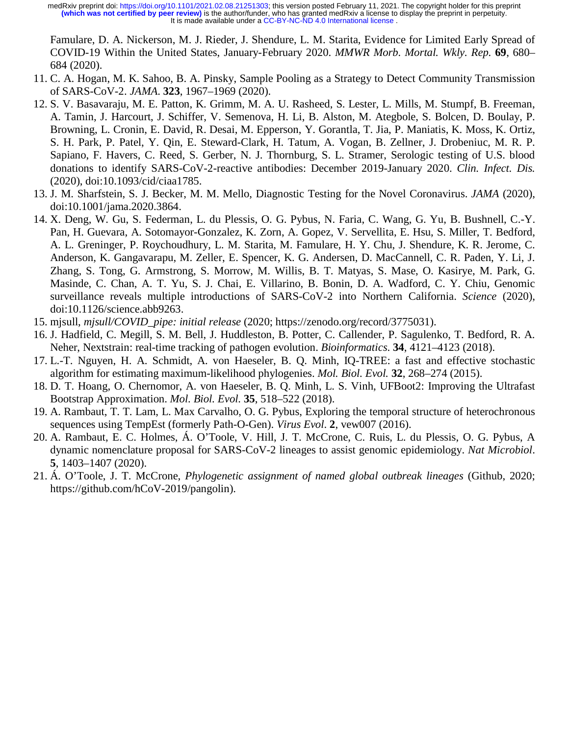Famulare, D. A. Nickerson, M. J. Rieder, J. Shendure, L. M. Starita, Evidence for Limited Early Spread of COVID-19 Within the United States, January-February 2020. *MMWR Morb. Mortal. Wkly. Rep.* **69**, 680–684 (2020).

11. C. A. Hogan, M. K. Sahoo, B. A. Pinsky, Sample Pooling as a Strategy to Detect Community Transmission of SARS-CoV-2. *JAMA*. **323**, 1967–1969 (2020).
12. S. V. Basavaraju, M. E. Patton, K. Grimm, M. A. U. Rasheed, S. Lester, L. Mills, M. Stumpf, B. Freeman, A. Tamin, J. Harcourt, J. Schiffer, V. Semenova, H. Li, B. Alston, M. Ategbole, S. Bolcen, D. Boulay, P. Browning, L. Cronin, E. David, R. Desai, M. Epperson, Y. Gorantla, T. Jia, P. Maniatis, K. Moss, K. Ortiz, S. H. Park, P. Patel, Y. Qin, E. Steward-Clark, H. Tatum, A. Vogan, B. Zellner, J. Drobeniuc, M. R. P. Sapiano, F. Havers, C. Reed, S. Gerber, N. J. Thornburg, S. L. Stramer, Serologic testing of U.S. blood donations to identify SARS-CoV-2-reactive antibodies: December 2019-January 2020. *Clin. Infect. Dis.* (2020), doi:10.1093/cid/ciaa1785.
13. J. M. Sharfstein, S. J. Becker, M. M. Mello, Diagnostic Testing for the Novel Coronavirus. *JAMA* (2020), doi:10.1001/jama.2020.3864.
14. X. Deng, W. Gu, S. Federman, L. du Plessis, O. G. Pybus, N. Faria, C. Wang, G. Yu, B. Bushnell, C.-Y. Pan, H. Guevara, A. Sotomayor-Gonzalez, K. Zorn, A. Gopez, V. Servellita, E. Hsu, S. Miller, T. Bedford, A. L. Greninger, P. Roychoudhury, L. M. Starita, M. Famulare, H. Y. Chu, J. Shendure, K. R. Jerome, C. Anderson, K. Gangavarapu, M. Zeller, E. Spencer, K. G. Andersen, D. MacCannell, C. R. Paden, Y. Li, J. Zhang, S. Tong, G. Armstrong, S. Morrow, M. Willis, B. T. Matyas, S. Mase, O. Kasirye, M. Park, G. Masinde, C. Chan, A. T. Yu, S. J. Chai, E. Villarino, B. Bonin, D. A. Wadford, C. Y. Chiu, Genomic surveillance reveals multiple introductions of SARS-CoV-2 into Northern California. *Science* (2020), doi:10.1126/science.abb9263.
15. mjsull, *mjsull/COVID_pipe: initial release* (2020; https://zenodo.org/record/3775031).
16. J. Hadfield, C. Megill, S. M. Bell, J. Huddleston, B. Potter, C. Callender, P. Sagulenko, T. Bedford, R. A. Neher, Nextstrain: real-time tracking of pathogen evolution. *Bioinformatics*. **34**, 4121–4123 (2018).
17. L.-T. Nguyen, H. A. Schmidt, A. von Haeseler, B. Q. Minh, IQ-TREE: a fast and effective stochastic algorithm for estimating maximum-likelihood phylogenies. *Mol. Biol. Evol.* **32**, 268–274 (2015).
18. D. T. Hoang, O. Chernomor, A. von Haeseler, B. Q. Minh, L. S. Vinh, UFBoot2: Improving the Ultrafast Bootstrap Approximation. *Mol. Biol. Evol.* **35**, 518–522 (2018).
19. A. Rambaut, T. T. Lam, L. Max Carvalho, O. G. Pybus, Exploring the temporal structure of heterochronous sequences using TempEst (formerly Path-O-Gen). *Virus Evol.* **2**, vew007 (2016).
20. A. Rambaut, E. C. Holmes, Á. O'Toole, V. Hill, J. T. McCrone, C. Ruis, L. du Plessis, O. G. Pybus, A dynamic nomenclature proposal for SARS-CoV-2 lineages to assist genomic epidemiology. *Nat Microbiol*. **5**, 1403–1407 (2020).
21. Á. O'Toole, J. T. McCrone, *Phylogenetic assignment of named global outbreak lineages* (Github, 2020; https://github.com/hCoV-2019/pangolin).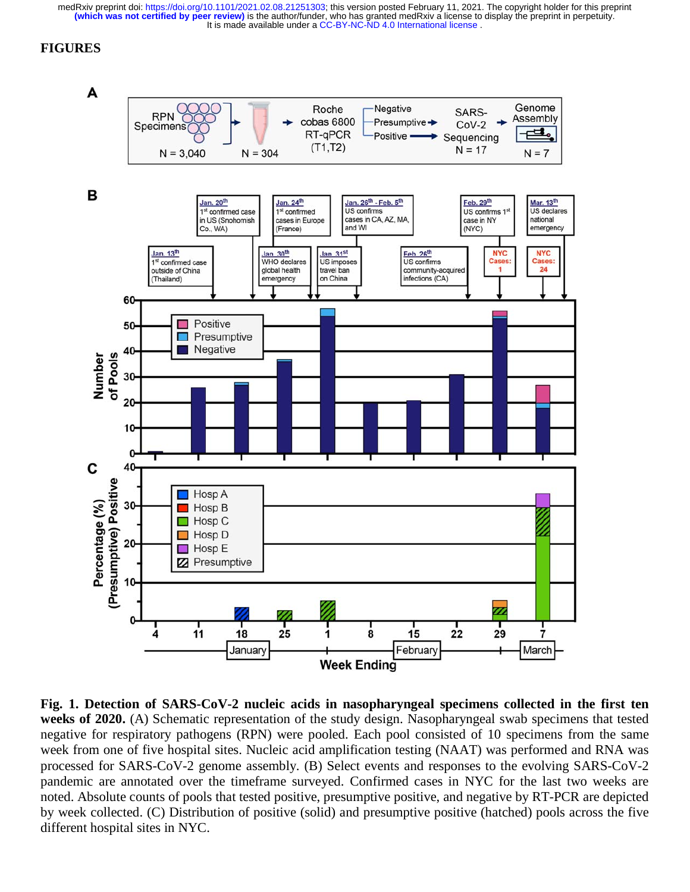# FIGURES

**Fig. 1. Detection of SARS-CoV-2 nucleic acids in nasopharyngeal specimens collected in the first ten weeks of 2020.** (A) Schematic representation of the study design. Nasopharyngeal swab specimens that tested negative for respiratory pathogens (RPN) were pooled. Each pool consisted of 10 specimens from the same week from one of five hospital sites. Nucleic acid amplification testing (NAAT) was performed and RNA was processed for SARS-CoV-2 genome assembly. (B) Select events and responses to the evolving SARS-CoV-2 pandemic are annotated over the timeframe surveyed. Confirmed cases in NYC for the last two weeks are noted. Absolute counts of pools that tested positive, presumptive positive, and negative by RT-PCR are depicted by week collected. (C) Distribution of positive (solid) and presumptive positive (hatched) pools across the five different hospital sites in NYC.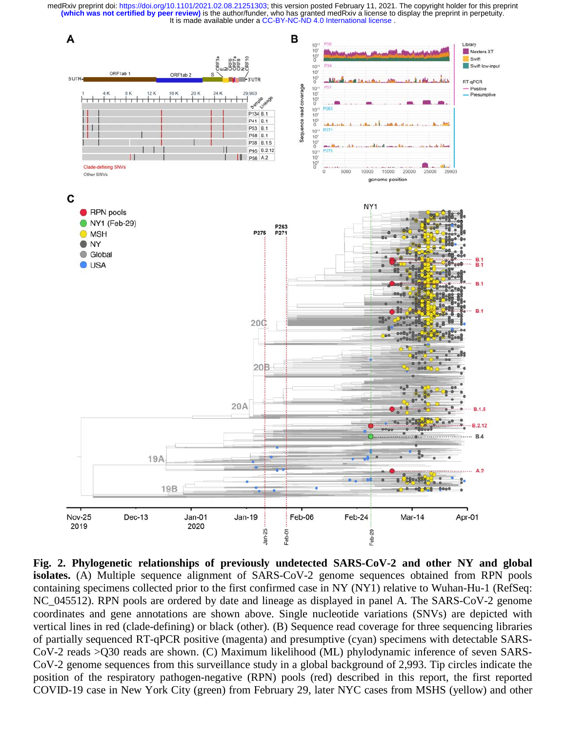**Fig. 2. Phylogenetic relationships of previously undetected SARS-CoV-2 and other NY and global isolates.** (A) Multiple sequence alignment of SARS-CoV-2 genome sequences obtained from RPN pools containing specimens collected prior to the first confirmed case in NY (NY1) relative to Wuhan-Hu-1 (RefSeq: NC_045512). RPN pools are ordered by date and lineage as displayed in panel A. The SARS-CoV-2 genome coordinates and gene annotations are shown above. Single nucleotide variations (SNVs) are depicted with vertical lines in red (clade-defining) or black (other). (B) Sequence read coverage for three sequencing libraries of partially sequenced RT-qPCR positive (magenta) and presumptive (cyan) specimens with detectable SARS-CoV-2 reads >Q30 reads are shown. (C) Maximum likelihood (ML) phylodynamic inference of seven SARS-CoV-2 genome sequences from this surveillance study in a global background of 2,993. Tip circles indicate the position of the respiratory pathogen-negative (RPN) pools (red) described in this report, the first reported COVID-19 case in New York City (green) from February 29, later NYC cases from MSHS (yellow) and other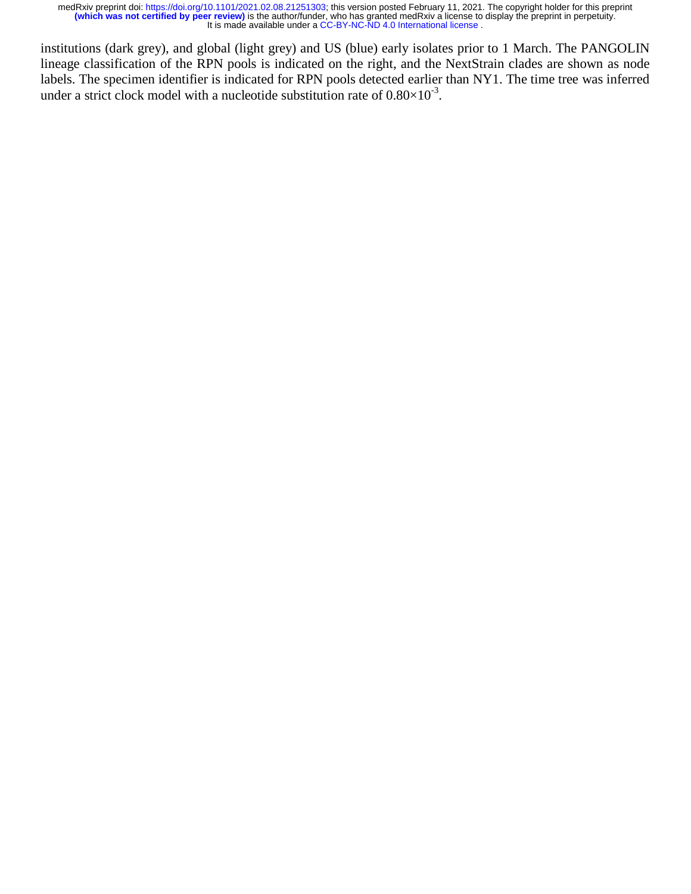institutions (dark grey), and global (light grey) and US (blue) early isolates prior to 1 March. The PANGOLIN lineage classification of the RPN pools is indicated on the right, and the NextStrain clades are shown as node labels. The specimen identifier is indicated for RPN pools detected earlier than NY1. The time tree was inferred under a strict clock model with a nucleotide substitution rate of $0.80 \times 10^{-3}$.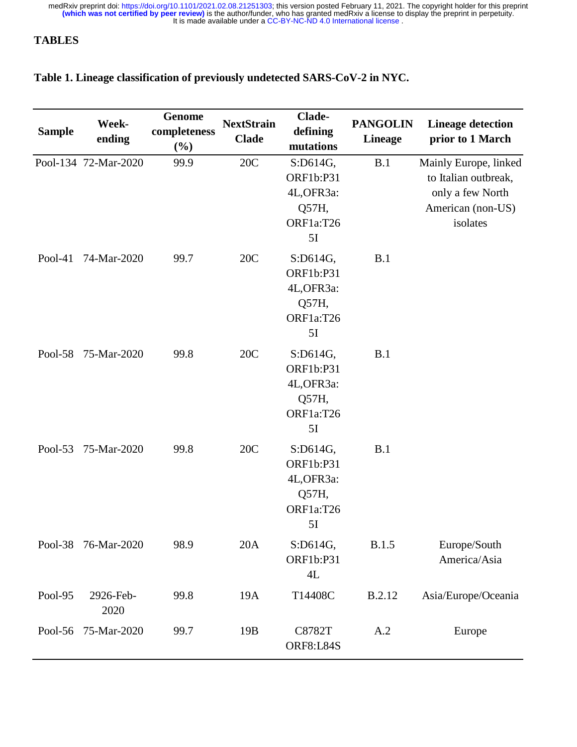## TABLES

**Table 1. Lineage classification of previously undetected SARS-CoV-2 in NYC.**

| Sample | Week-ending | Genome completeness (%) | NextStrain Clade | Clade-defining mutations | PANGOLIN Lineage | Lineage detection prior to 1 March |
|---|---|---|---|---|---|---|
| Pool-134 | 72-Mar-2020 | 99.9 | 20C | S:D614G, ORF1b:P314L,OFR3a: Q57H, ORF1a:T265I | B.1 | Mainly Europe, linked to Italian outbreak, only a few North American (non-US) isolates |
| Pool-41 | 74-Mar-2020 | 99.7 | 20C | S:D614G, ORF1b:P314L,OFR3a: Q57H, ORF1a:T265I | B.1 | |
| Pool-58 | 75-Mar-2020 | 99.8 | 20C | S:D614G, ORF1b:P314L,OFR3a: Q57H, ORF1a:T265I | B.1 | |
| Pool-53 | 75-Mar-2020 | 99.8 | 20C | S:D614G, ORF1b:P314L,OFR3a: Q57H, ORF1a:T265I | B.1 | |
| Pool-38 | 76-Mar-2020 | 98.9 | 20A | S:D614G, ORF1b:P314L | B.1.5 | Europe/South America/Asia |
| Pool-95 | 2926-Feb-2020 | 99.8 | 19A | T14408C | B.2.12 | Asia/Europe/Oceania |
| Pool-56 | 75-Mar-2020 | 99.7 | 19B | C8782T ORF8:L84S | A.2 | Europe |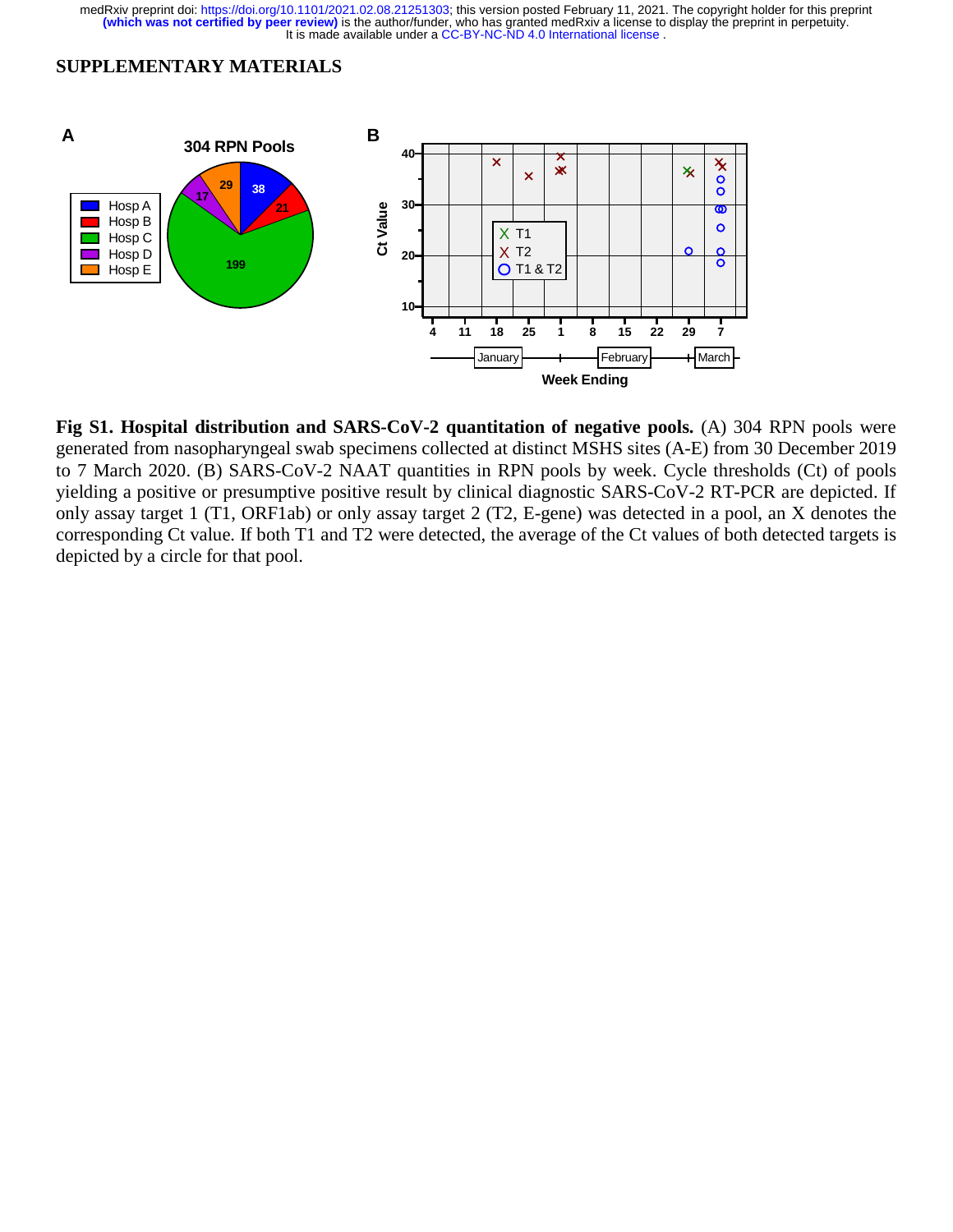## SUPPLEMENTARY MATERIALS

**Fig S1. Hospital distribution and SARS-CoV-2 quantitation of negative pools.** (A) 304 RPN pools were generated from nasopharyngeal swab specimens collected at distinct MSHS sites (A-E) from 30 December 2019 to 7 March 2020. (B) SARS-CoV-2 NAAT quantities in RPN pools by week. Cycle thresholds (Ct) of pools yielding a positive or presumptive positive result by clinical diagnostic SARS-CoV-2 RT-PCR are depicted. If only assay target 1 (T1, ORF1ab) or only assay target 2 (T2, E-gene) was detected in a pool, an X denotes the corresponding Ct value. If both T1 and T2 were detected, the average of the Ct values of both detected targets is depicted by a circle for that pool.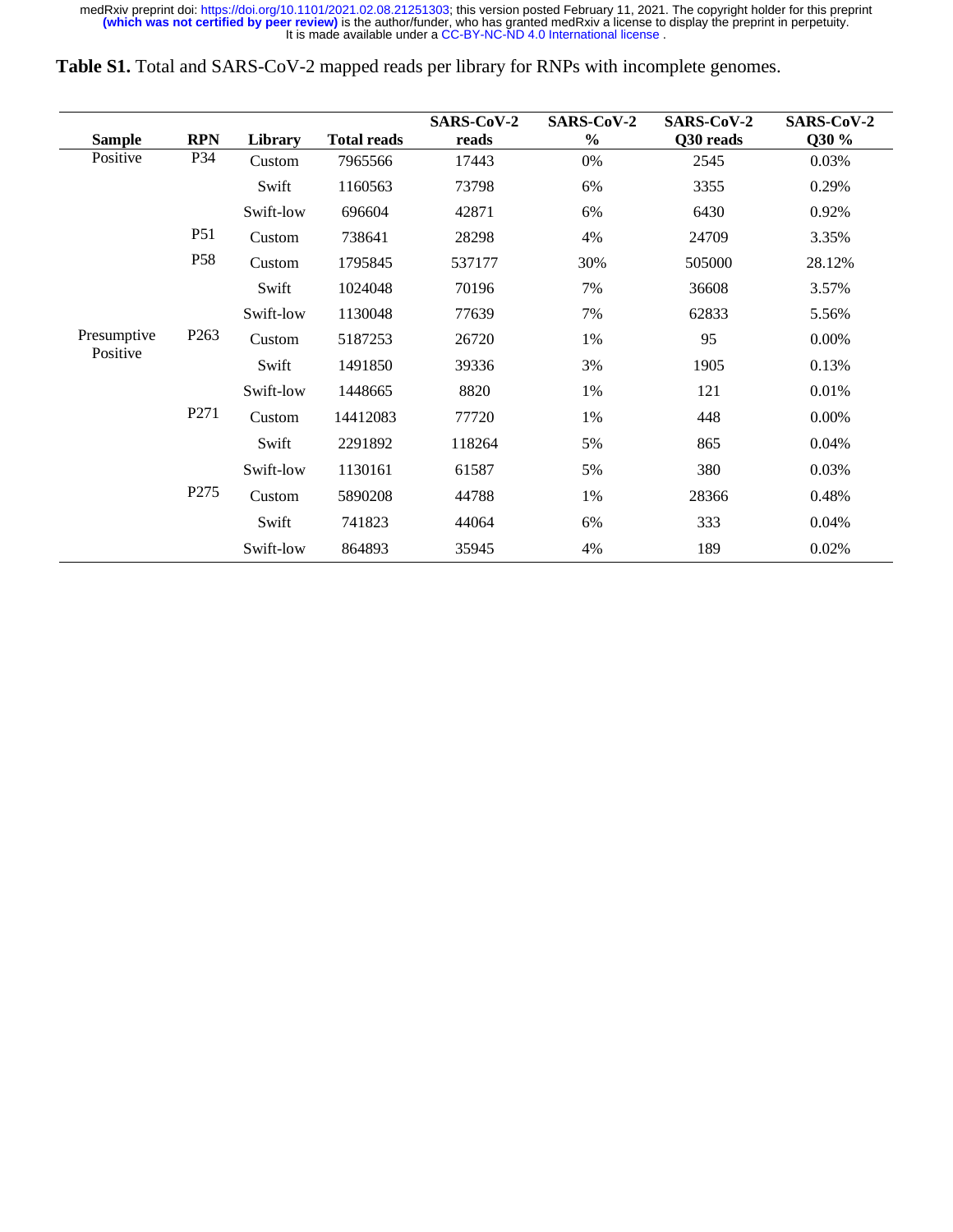**Table S1.** Total and SARS-CoV-2 mapped reads per library for RNPs with incomplete genomes.

| Sample | RPN | Library | Total reads | SARS-CoV-2 reads | SARS-CoV-2 % | SARS-CoV-2 Q30 reads | SARS-CoV-2 Q30 % |
|---|---|---|---|---|---|---|---|
| Positive | P34 | Custom | 7965566 | 17443 | 0% | 2545 | 0.03% |
| | | Swift | 1160563 | 73798 | 6% | 3355 | 0.29% |
| | | Swift-low | 696604 | 42871 | 6% | 6430 | 0.92% |
| | P51 | Custom | 738641 | 28298 | 4% | 24709 | 3.35% |
| | P58 | Custom | 1795845 | 537177 | 30% | 505000 | 28.12% |
| | | Swift | 1024048 | 70196 | 7% | 36608 | 3.57% |
| | | Swift-low | 1130048 | 77639 | 7% | 62833 | 5.56% |
| Presumptive Positive | P263 | Custom | 5187253 | 26720 | 1% | 95 | 0.00% |
| | | Swift | 1491850 | 39336 | 3% | 1905 | 0.13% |
| | | Swift-low | 1448665 | 8820 | 1% | 121 | 0.01% |
| | P271 | Custom | 14412083 | 77720 | 1% | 448 | 0.00% |
| | | Swift | 2291892 | 118264 | 5% | 865 | 0.04% |
| | | Swift-low | 1130161 | 61587 | 5% | 380 | 0.03% |
| | P275 | Custom | 5890208 | 44788 | 1% | 28366 | 0.48% |
| | | Swift | 741823 | 44064 | 6% | 333 | 0.04% |
| | | Swift-low | 864893 | 35945 | 4% | 189 | 0.02% |